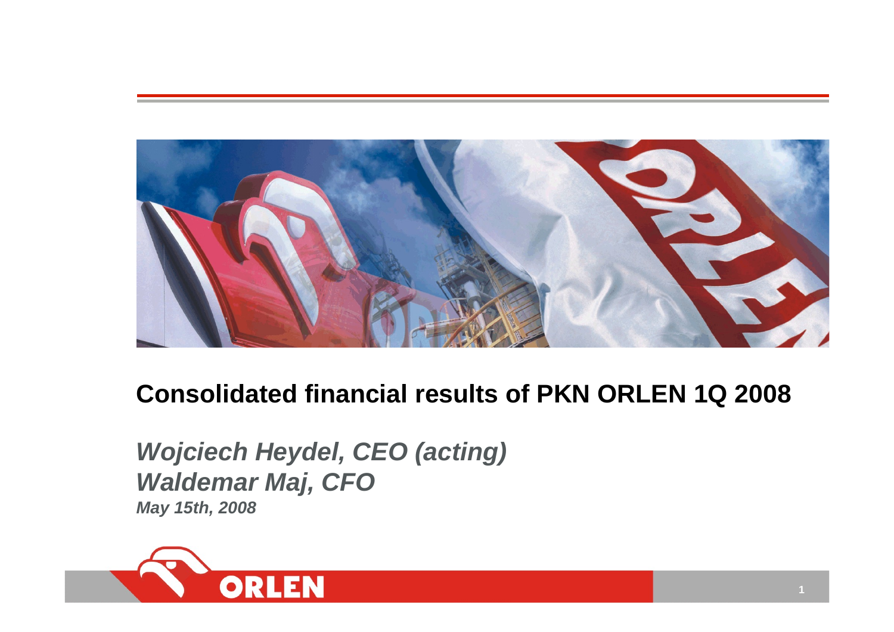# Consolidated financial results of PKN ORLEN 1Q 2008

***Wojciech Heydel, CEO (acting)***
***Waldemar Maj, CFO***
***May 15th, 2008***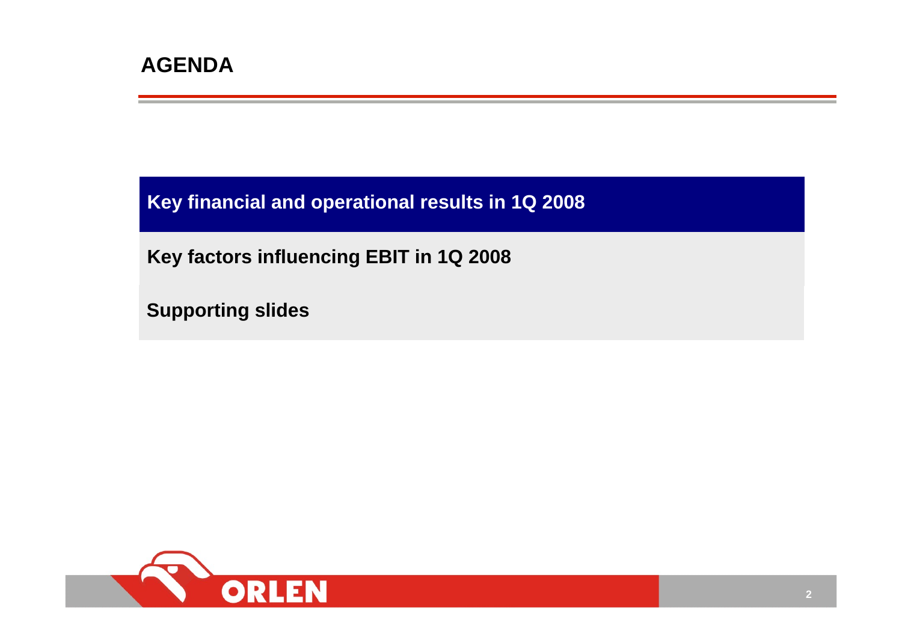# AGENDA

**Key financial and operational results in 1Q 2008**

**Key factors influencing EBIT in 1Q 2008**

**Supporting slides**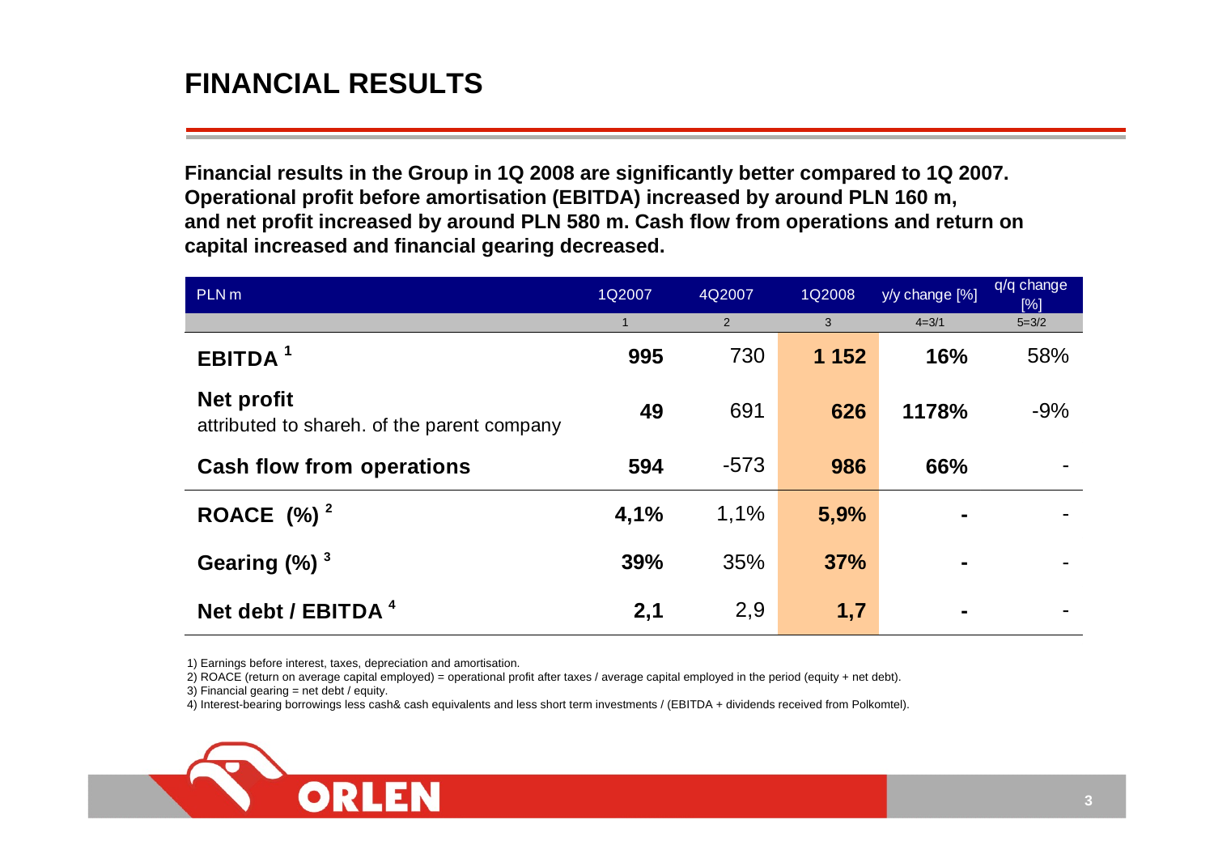# FINANCIAL RESULTS

**Financial results in the Group in 1Q 2008 are significantly better compared to 1Q 2007. Operational profit before amortisation (EBITDA) increased by around PLN 160 m, and net profit increased by around PLN 580 m. Cash flow from operations and return on capital increased and financial gearing decreased.**

| PLN m | 1Q2007 | 4Q2007 | 1Q2008 | y/y change [%] | q/q change [%] |
|---|---|---|---|---|---|
| | 1 | 2 | 3 | 4=3/1 | 5=3/2 |
| **EBITDA** [1] | **995** | 730 | **1 152** | **16%** | 58% |
| **Net profit** attributed to shareh. of the parent company | **49** | 691 | **626** | **1178%** | -9% |
| **Cash flow from operations** | **594** | -573 | **986** | **66%** | - |
| **ROACE (%)** [2] | **4,1%** | 1,1% | **5,9%** | **-** | - |
| **Gearing (%)** [3] | **39%** | 35% | **37%** | **-** | - |
| **Net debt / EBITDA** [4] | **2,1** | 2,9 | **1,7** | **-** | - |

1) Earnings before interest, taxes, depreciation and amortisation.

2) ROACE (return on average capital employed) = operational profit after taxes / average capital employed in the period (equity + net debt).

3) Financial gearing = net debt / equity.

4) Interest-bearing borrowings less cash& cash equivalents and less short term investments / (EBITDA + dividends received from Polkomtel).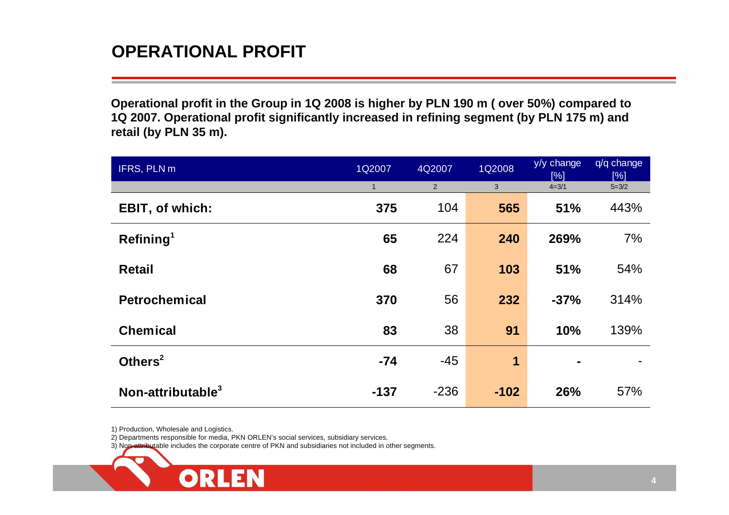# OPERATIONAL PROFIT

**Operational profit in the Group in 1Q 2008 is higher by PLN 190 m ( over 50%) compared to 1Q 2007. Operational profit significantly increased in refining segment (by PLN 175 m) and retail (by PLN 35 m).**

| IFRS, PLN m | 1Q2007 | 4Q2007 | 1Q2008 | y/y change [%] | q/q change [%] |
|---|---|---|---|---|---|
| | 1 | 2 | 3 | 4=3/1 | 5=3/2 |
| **EBIT, of which:** | **375** | 104 | **565** | **51%** | 443% |
| **Refining[1]** | **65** | 224 | **240** | **269%** | 7% |
| **Retail** | **68** | 67 | **103** | **51%** | 54% |
| **Petrochemical** | **370** | 56 | **232** | **-37%** | 314% |
| **Chemical** | **83** | 38 | **91** | **10%** | 139% |
| **Others[2]** | **-74** | -45 | **1** | **-** | - |
| **Non-attributable[3]** | **-137** | -236 | **-102** | **26%** | 57% |

1) Production, Wholesale and Logistics.

2) Departments responsible for media, PKN ORLEN's social services, subsidiary services.

3) Non-attributable includes the corporate centre of PKN and subsidiaries not included in other segments.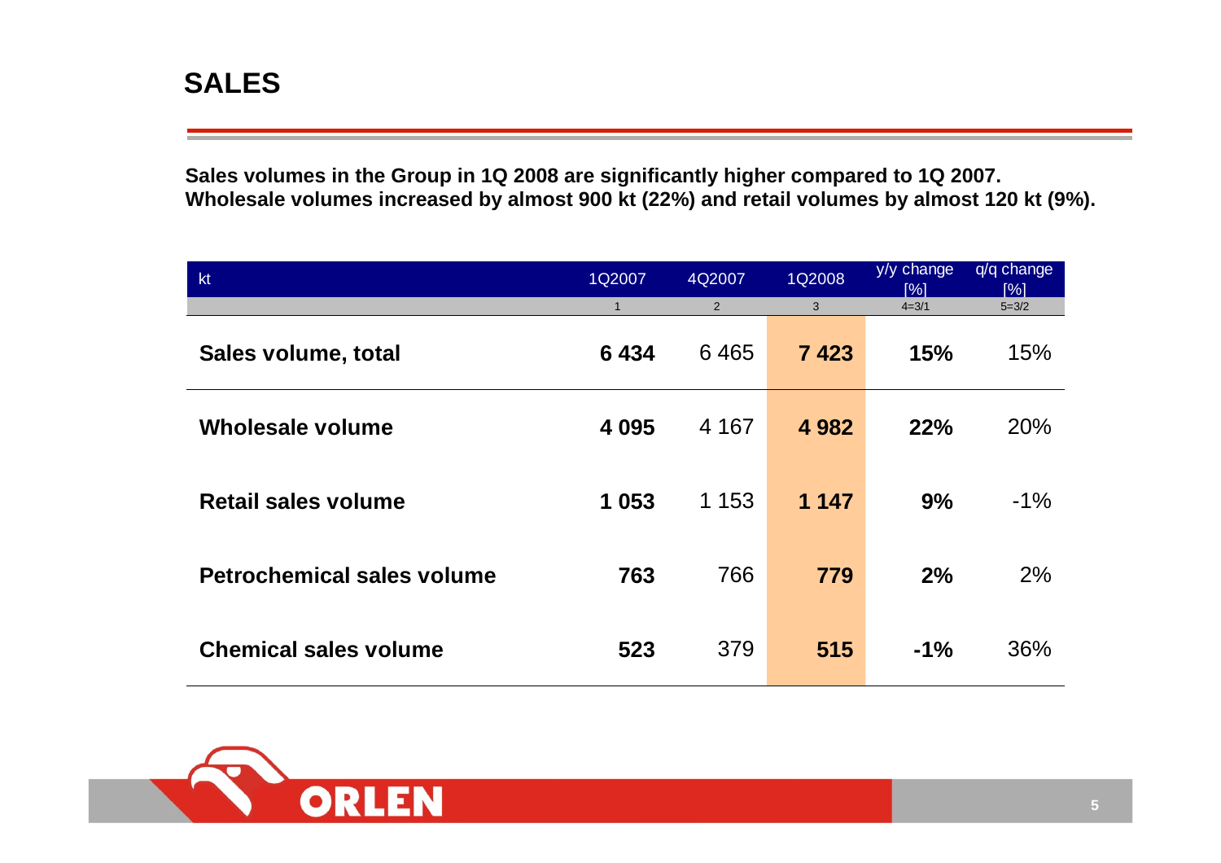# SALES

**Sales volumes in the Group in 1Q 2008 are significantly higher compared to 1Q 2007. Wholesale volumes increased by almost 900 kt (22%) and retail volumes by almost 120 kt (9%).**

| kt | 1Q2007 | 4Q2007 | 1Q2008 | y/y change [%] | q/q change [%] |
|---|---|---|---|---|---|
| | 1 | 2 | 3 | 4=3/1 | 5=3/2 |
| **Sales volume, total** | **6 434** | 6 465 | **7 423** | **15%** | 15% |
| **Wholesale volume** | **4 095** | 4 167 | **4 982** | **22%** | 20% |
| **Retail sales volume** | **1 053** | 1 153 | **1 147** | **9%** | -1% |
| **Petrochemical sales volume** | **763** | 766 | **779** | **2%** | 2% |
| **Chemical sales volume** | **523** | 379 | **515** | **-1%** | 36% |

ORLEN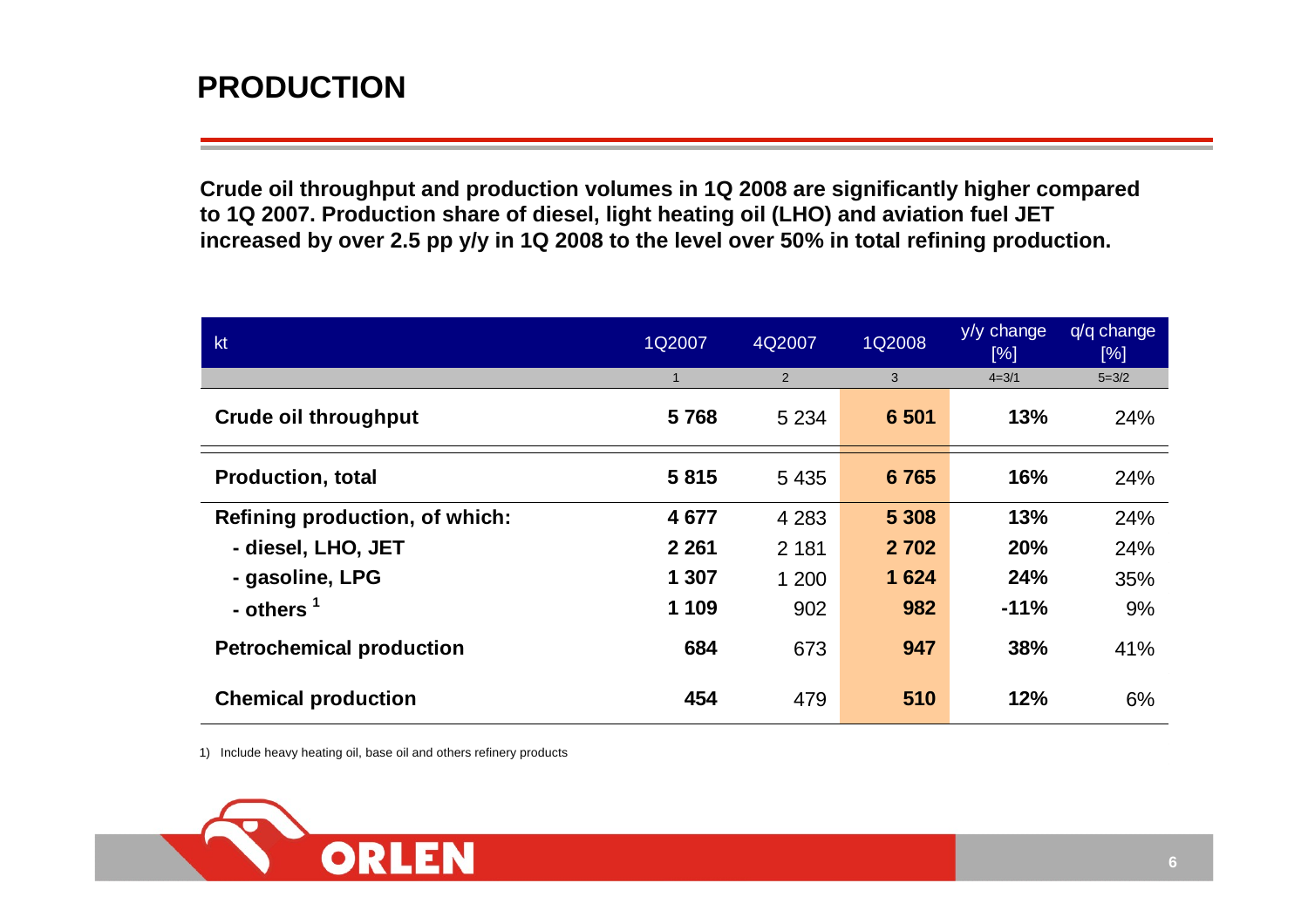# PRODUCTION

**Crude oil throughput and production volumes in 1Q 2008 are significantly higher compared to 1Q 2007. Production share of diesel, light heating oil (LHO) and aviation fuel JET increased by over 2.5 pp y/y in 1Q 2008 to the level over 50% in total refining production.**

| kt | 1Q2007 | 4Q2007 | 1Q2008 | y/y change [%] | q/q change [%] |
|---|---|---|---|---|---|
| | 1 | 2 | 3 | 4=3/1 | 5=3/2 |
| **Crude oil throughput** | **5 768** | 5 234 | **6 501** | **13%** | 24% |
| **Production, total** | **5 815** | 5 435 | **6 765** | **16%** | 24% |
| **Refining production, of which:** | **4 677** | 4 283 | **5 308** | **13%** | 24% |
| **- diesel, LHO, JET** | **2 261** | 2 181 | **2 702** | **20%** | 24% |
| **- gasoline, LPG** | **1 307** | 1 200 | **1 624** | **24%** | 35% |
| **- others [1]** | **1 109** | 902 | **982** | **-11%** | 9% |
| **Petrochemical production** | **684** | 673 | **947** | **38%** | 41% |
| **Chemical production** | **454** | 479 | **510** | **12%** | 6% |

1) Include heavy heating oil, base oil and others refinery products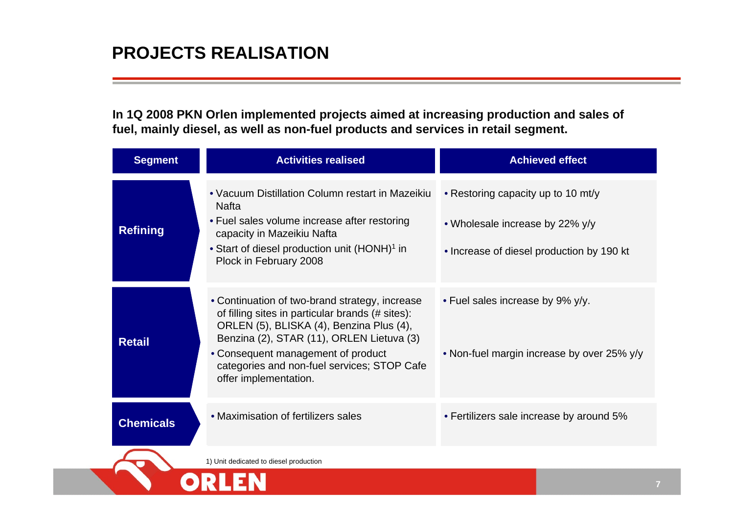# PROJECTS REALISATION

**In 1Q 2008 PKN Orlen implemented projects aimed at increasing production and sales of fuel, mainly diesel, as well as non-fuel products and services in retail segment.**

| Segment | Activities realised | Achieved effect |
|---|---|---|
| **Refining** | • Vacuum Distillation Column restart in Mazeikiu Nafta<br>• Fuel sales volume increase after restoring capacity in Mazeikiu Nafta<br>• Start of diesel production unit (HONH)[1] in Plock in February 2008 | • Restoring capacity up to 10 mt/y<br>• Wholesale increase by 22% y/y<br>• Increase of diesel production by 190 kt |
| **Retail** | • Continuation of two-brand strategy, increase of filling sites in particular brands (# sites): ORLEN (5), BLISKA (4), Benzina Plus (4), Benzina (2), STAR (11), ORLEN Lietuva (3)<br>• Consequent management of product categories and non-fuel services; STOP Cafe offer implementation. | • Fuel sales increase by 9% y/y.<br>• Non-fuel margin increase by over 25% y/y |
| **Chemicals** | • Maximisation of fertilizers sales | • Fertilizers sale increase by around 5% |

1) Unit dedicated to diesel production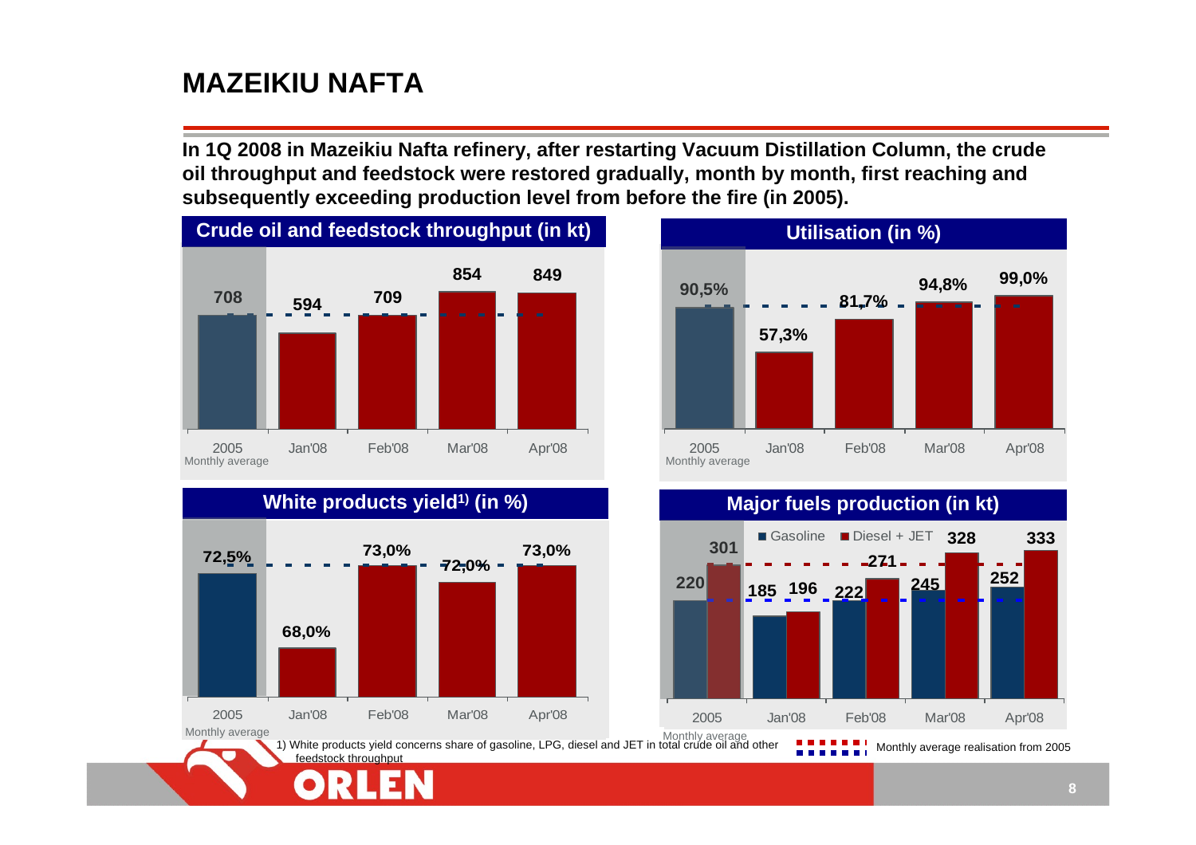# MAZEIKIU NAFTA

**In 1Q 2008 in Mazeikiu Nafta refinery, after restarting Vacuum Distillation Column, the crude oil throughput and feedstock were restored gradually, month by month, first reaching and subsequently exceeding production level from before the fire (in 2005).**

## Crude oil and feedstock throughput (in kt)

| 2005 Monthly average | Jan'08 | Feb'08 | Mar'08 | Apr'08 |
|---|---|---|---|---|
| 708 | 594 | 709 | 854 | 849 |

## Utilisation (in %)

| 2005 Monthly average | Jan'08 | Feb'08 | Mar'08 | Apr'08 |
|---|---|---|---|---|
| 90,5% | 57,3% | 81,7% | 94,8% | 99,0% |

## White products yield[1)] (in %)

| 2005 Monthly average | Jan'08 | Feb'08 | Mar'08 | Apr'08 |
|---|---|---|---|---|
| 72,5% | 68,0% | 73,0% | 72,0% | 73,0% |

## Major fuels production (in kt)

| | 2005 Monthly average | Jan'08 | Feb'08 | Mar'08 | Apr'08 |
|---|---|---|---|---|---|
| Gasoline | 220 | 185 | 222 | 245 | 252 |
| Diesel + JET | 301 | 196 | 271 | 328 | 333 |

1) White products yield concerns share of gasoline, LPG, diesel and JET in total crude oil and other feedstock throughput

Monthly average realisation from 2005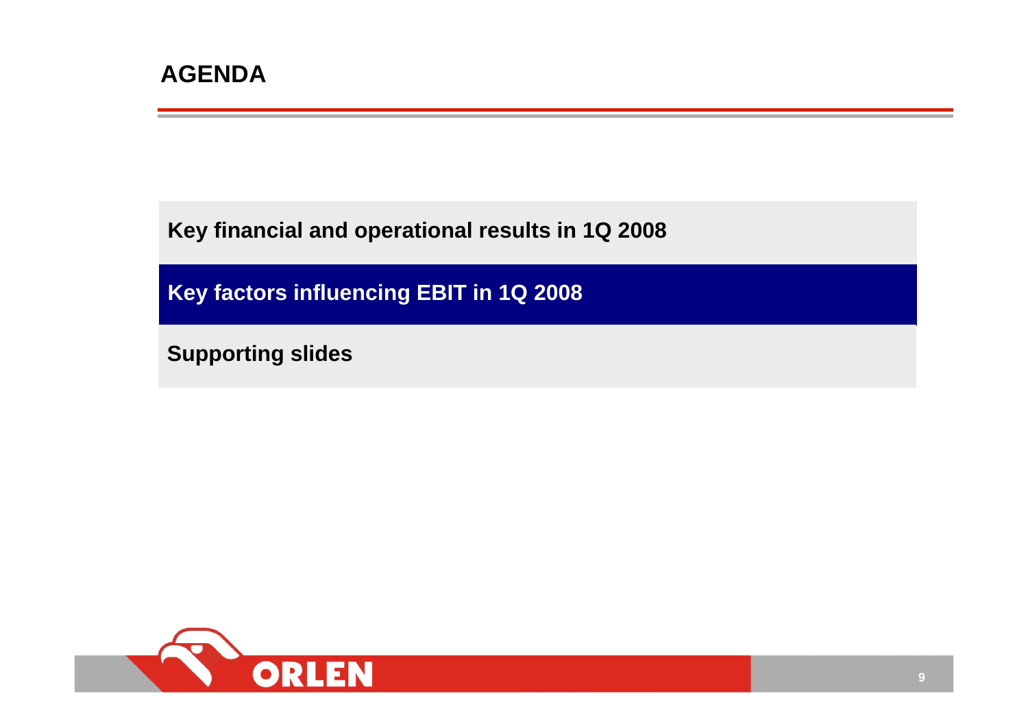# AGENDA

Key financial and operational results in 1Q 2008

**Key factors influencing EBIT in 1Q 2008**

Supporting slides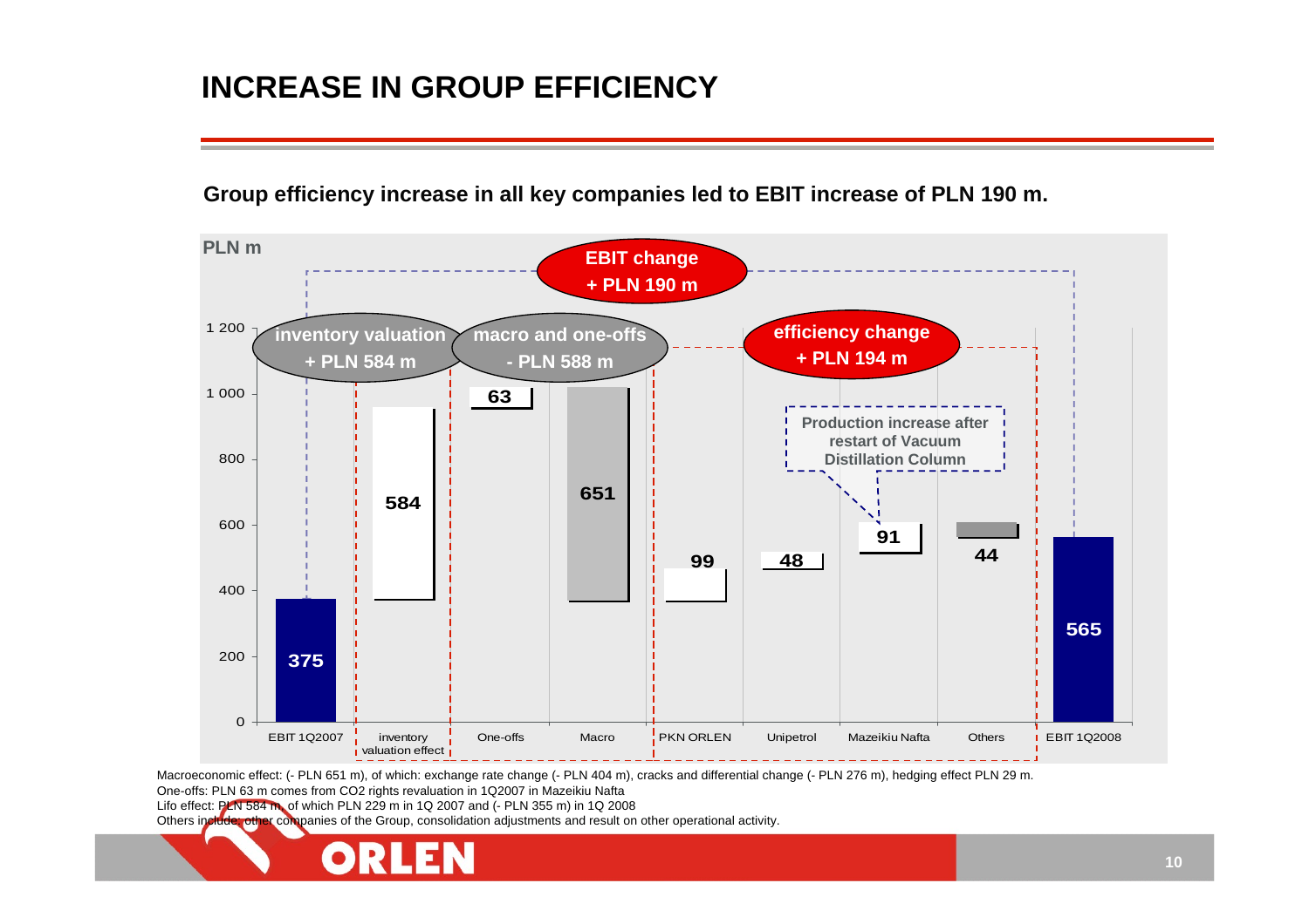# INCREASE IN GROUP EFFICIENCY

**Group efficiency increase in all key companies led to EBIT increase of PLN 190 m.**

PLN m

EBIT change + PLN 190 m

inventory valuation + PLN 584 m

macro and one-offs - PLN 588 m

efficiency change + PLN 194 m

Production increase after restart of Vacuum Distillation Column

| | EBIT 1Q2007 | inventory valuation effect | One-offs | Macro | PKN ORLEN | Unipetrol | Mazeikiu Nafta | Others | EBIT 1Q2008 |
|---|---|---|---|---|---|---|---|---|---|
| PLN m | 375 | 584 | 63 | 651 | 99 | 48 | 91 | 44 | 565 |

Macroeconomic effect: (- PLN 651 m), of which: exchange rate change (- PLN 404 m), cracks and differential change (- PLN 276 m), hedging effect PLN 29 m.
One-offs: PLN 63 m comes from CO2 rights revaluation in 1Q2007 in Mazeikiu Nafta
Lifo effect: PLN 584 m, of which PLN 229 m in 1Q 2007 and (- PLN 355 m) in 1Q 2008
Others include: other companies of the Group, consolidation adjustments and result on other operational activity.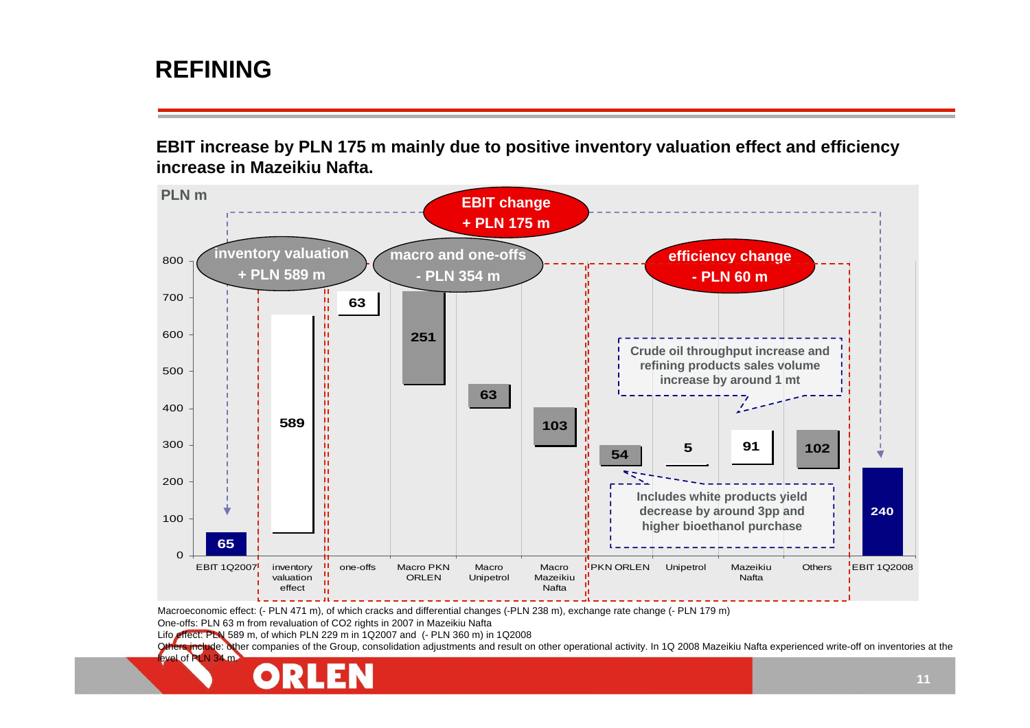# REFINING

**EBIT increase by PLN 175 m mainly due to positive inventory valuation effect and efficiency increase in Mazeikiu Nafta.**

PLN m

EBIT change + PLN 175 m

inventory valuation + PLN 589 m

macro and one-offs - PLN 354 m

efficiency change - PLN 60 m

| | EBIT 1Q2007 | inventory valuation effect | one-offs | Macro PKN ORLEN | Macro Unipetrol | Macro Mazeikiu Nafta | PKN ORLEN | Unipetrol | Mazeikiu Nafta | Others | EBIT 1Q2008 |
|---|---|---|---|---|---|---|---|---|---|---|---|
| PLN m | 65 | 589 | 63 | 251 | 63 | 103 | 54 | 5 | 91 | 102 | 240 |

Crude oil throughput increase and refining products sales volume increase by around 1 mt

Includes white products yield decrease by around 3pp and higher bioethanol purchase

Macroeconomic effect: (- PLN 471 m), of which cracks and differential changes (-PLN 238 m), exchange rate change (- PLN 179 m)

One-offs: PLN 63 m from revaluation of CO2 rights in 2007 in Mazeikiu Nafta

Lifo effect: PLN 589 m, of which PLN 229 m in 1Q2007 and (- PLN 360 m) in 1Q2008

Others include: other companies of the Group, consolidation adjustments and result on other operational activity. In 1Q 2008 Mazeikiu Nafta experienced write-off on inventories at the level of PLN 34 m.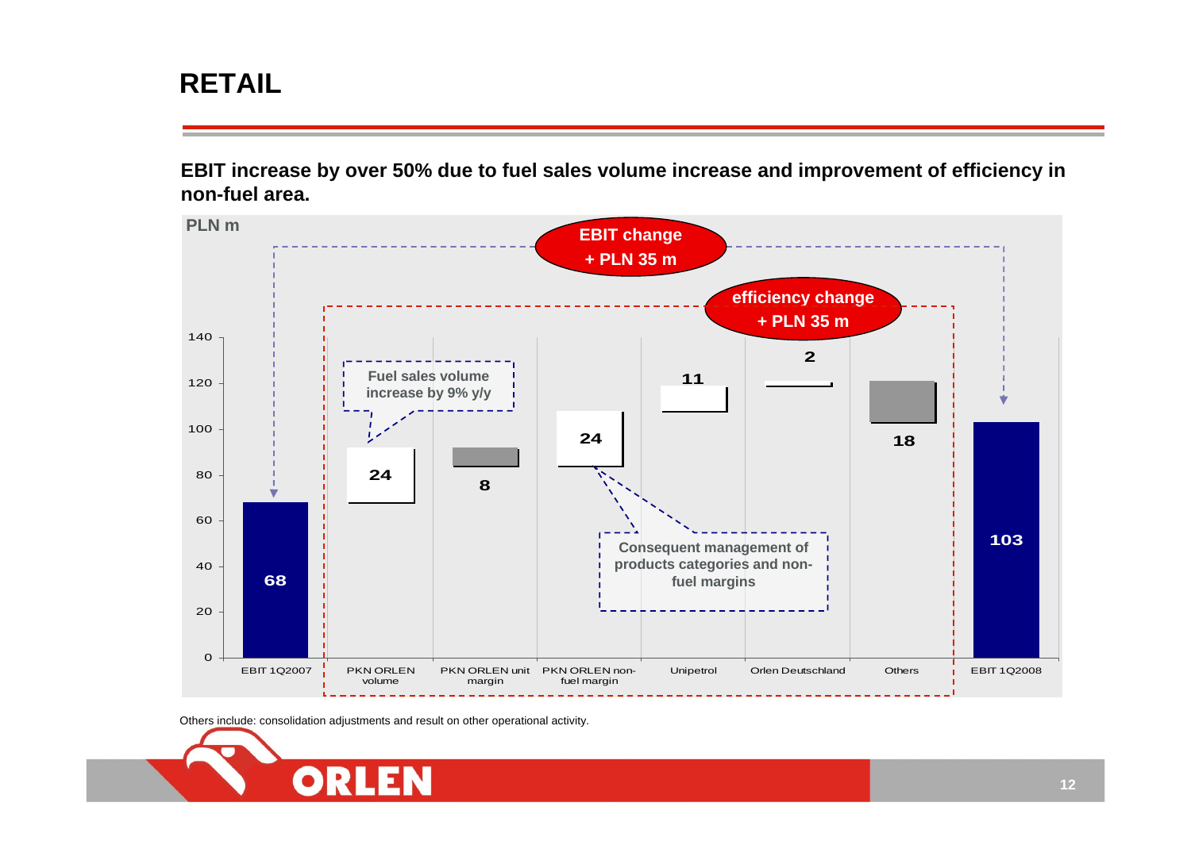# RETAIL

**EBIT increase by over 50% due to fuel sales volume increase and improvement of efficiency in non-fuel area.**

PLN m

EBIT change + PLN 35 m

efficiency change + PLN 35 m

Fuel sales volume increase by 9% y/y

Consequent management of products categories and non-fuel margins

| Item | Value (PLN m) |
|---|---|
| EBIT 1Q2007 | 68 |
| PKN ORLEN volume | 24 |
| PKN ORLEN unit margin | 8 |
| PKN ORLEN non-fuel margin | 24 |
| Unipetrol | 11 |
| Orlen Deutschland | 2 |
| Others | 18 |
| EBIT 1Q2008 | 103 |

Others include: consolidation adjustments and result on other operational activity.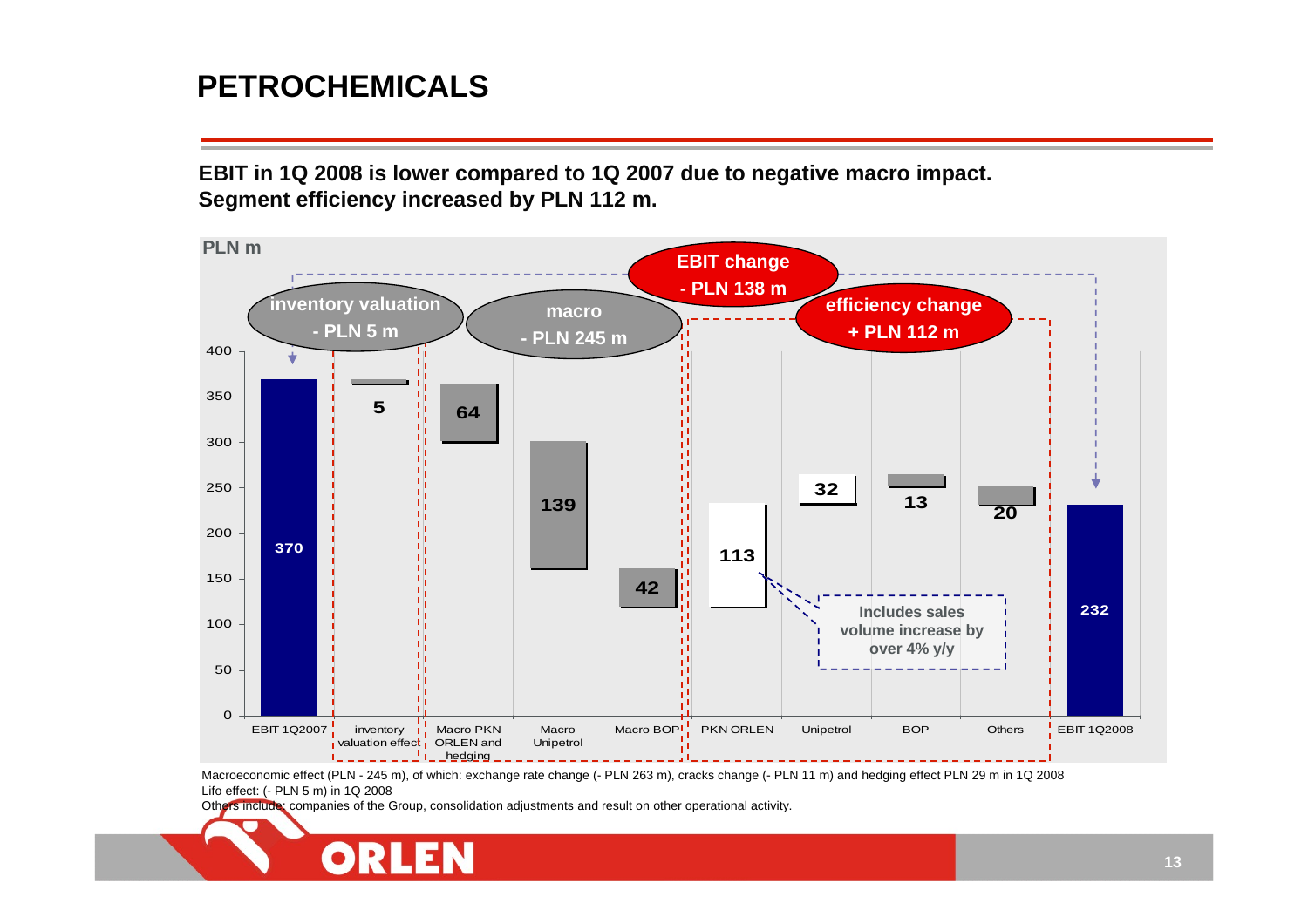# PETROCHEMICALS

**EBIT in 1Q 2008 is lower compared to 1Q 2007 due to negative macro impact. Segment efficiency increased by PLN 112 m.**

PLN m

- EBIT change: - PLN 138 m
- inventory valuation: - PLN 5 m
- macro: - PLN 245 m
- efficiency change: + PLN 112 m

| Item | Value |
|---|---|
| EBIT 1Q2007 | 370 |
| inventory valuation effect | 5 |
| Macro PKN ORLEN and hedging | 64 |
| Macro Unipetrol | 139 |
| Macro BOP | 42 |
| PKN ORLEN | 113 |
| Unipetrol | 32 |
| BOP | 13 |
| Others | 20 |
| EBIT 1Q2008 | 232 |

Includes sales volume increase by over 4% y/y

Macroeconomic effect (PLN - 245 m), of which: exchange rate change (- PLN 263 m), cracks change (- PLN 11 m) and hedging effect PLN 29 m in 1Q 2008

Lifo effect: (- PLN 5 m) in 1Q 2008

Others include: companies of the Group, consolidation adjustments and result on other operational activity.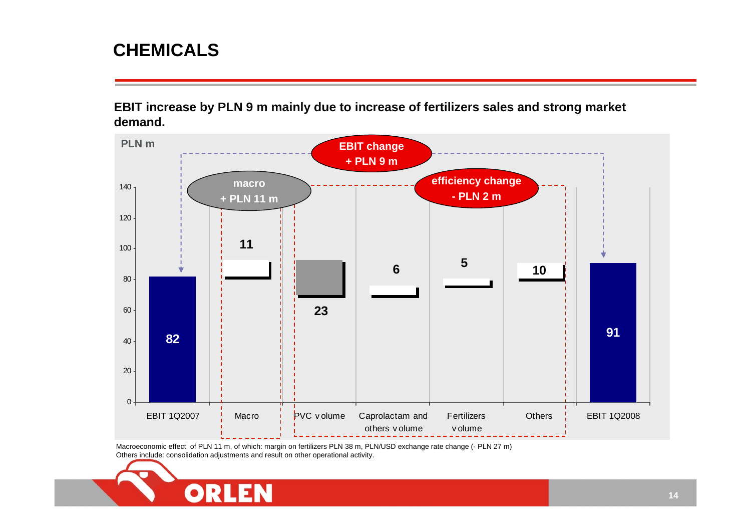# CHEMICALS

**EBIT increase by PLN 9 m mainly due to increase of fertilizers sales and strong market demand.**

PLN m

EBIT change + PLN 9 m

macro + PLN 11 m

efficiency change - PLN 2 m

| EBIT 1Q2007 | Macro | PVC volume | Caprolactam and others volume | Fertilizers volume | Others | EBIT 1Q2008 |
|---|---|---|---|---|---|---|
| 82 | 11 | 23 | 6 | 5 | 10 | 91 |

Macroeconomic effect of PLN 11 m, of which: margin on fertilizers PLN 38 m, PLN/USD exchange rate change (- PLN 27 m)
Others include: consolidation adjustments and result on other operational activity.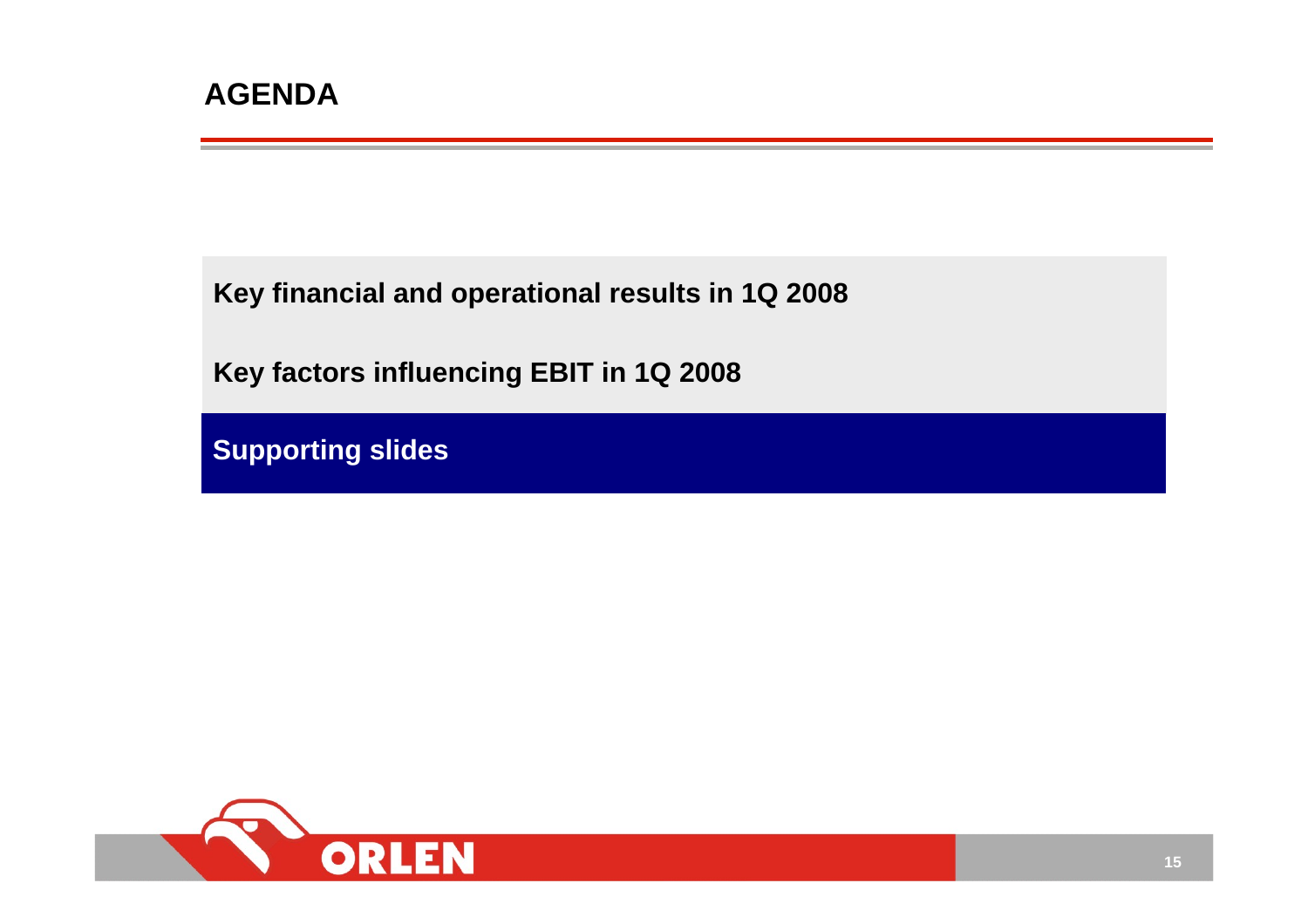# AGENDA

Key financial and operational results in 1Q 2008

Key factors influencing EBIT in 1Q 2008

**Supporting slides**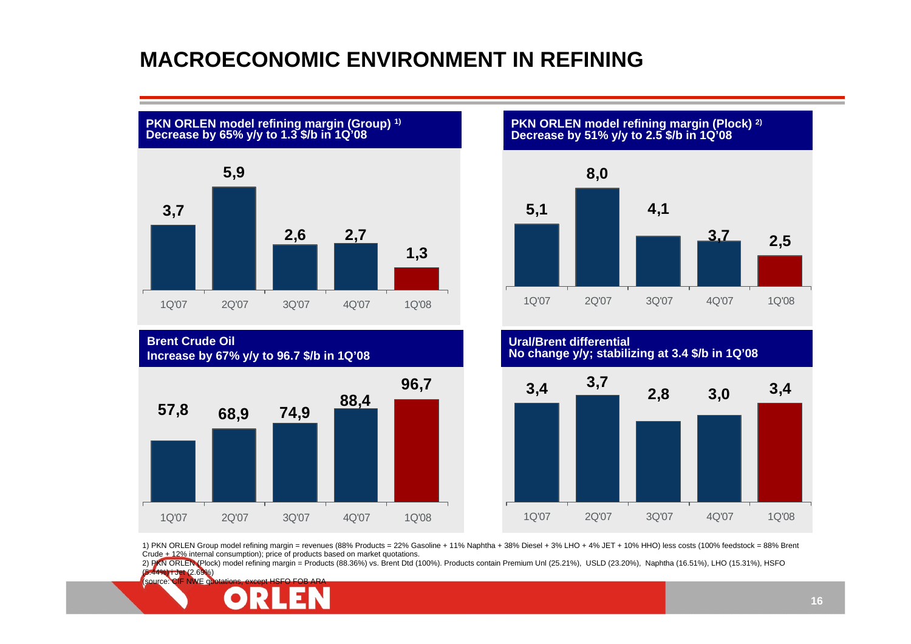# MACROECONOMIC ENVIRONMENT IN REFINING

## PKN ORLEN model refining margin (Group) [1)]
**Decrease by 65% y/y to 1.3 $/b in 1Q'08**

| 1Q'07 | 2Q'07 | 3Q'07 | 4Q'07 | 1Q'08 |
|---|---|---|---|---|
| 3,7 | 5,9 | 2,6 | 2,7 | 1,3 |

## PKN ORLEN model refining margin (Plock) [2)]
**Decrease by 51% y/y to 2.5 $/b in 1Q'08**

| 1Q'07 | 2Q'07 | 3Q'07 | 4Q'07 | 1Q'08 |
|---|---|---|---|---|
| 5,1 | 8,0 | 4,1 | 3,7 | 2,5 |

## Brent Crude Oil
**Increase by 67% y/y to 96.7 $/b in 1Q'08**

| 1Q'07 | 2Q'07 | 3Q'07 | 4Q'07 | 1Q'08 |
|---|---|---|---|---|
| 57,8 | 68,9 | 74,9 | 88,4 | 96,7 |

## Ural/Brent differential
**No change y/y; stabilizing at 3.4 $/b in 1Q'08**

| 1Q'07 | 2Q'07 | 3Q'07 | 4Q'07 | 1Q'08 |
|---|---|---|---|---|
| 3,4 | 3,7 | 2,8 | 3,0 | 3,4 |

1) PKN ORLEN Group model refining margin = revenues (88% Products = 22% Gasoline + 11% Naphtha + 38% Diesel + 3% LHO + 4% JET + 10% HHO) less costs (100% feedstock = 88% Brent Crude + 12% internal consumption); price of products based on market quotations.

2) PKN ORLEN (Plock) model refining margin = Products (88.36%) vs. Brent Dtd (100%). Products contain Premium Unl (25.21%), USLD (23.20%), Naphtha (16.51%), LHO (15.31%), HSFO (5.44%) i Jet (2.69%)

(source: CIF NWE quotations, except HSFO FOB ARA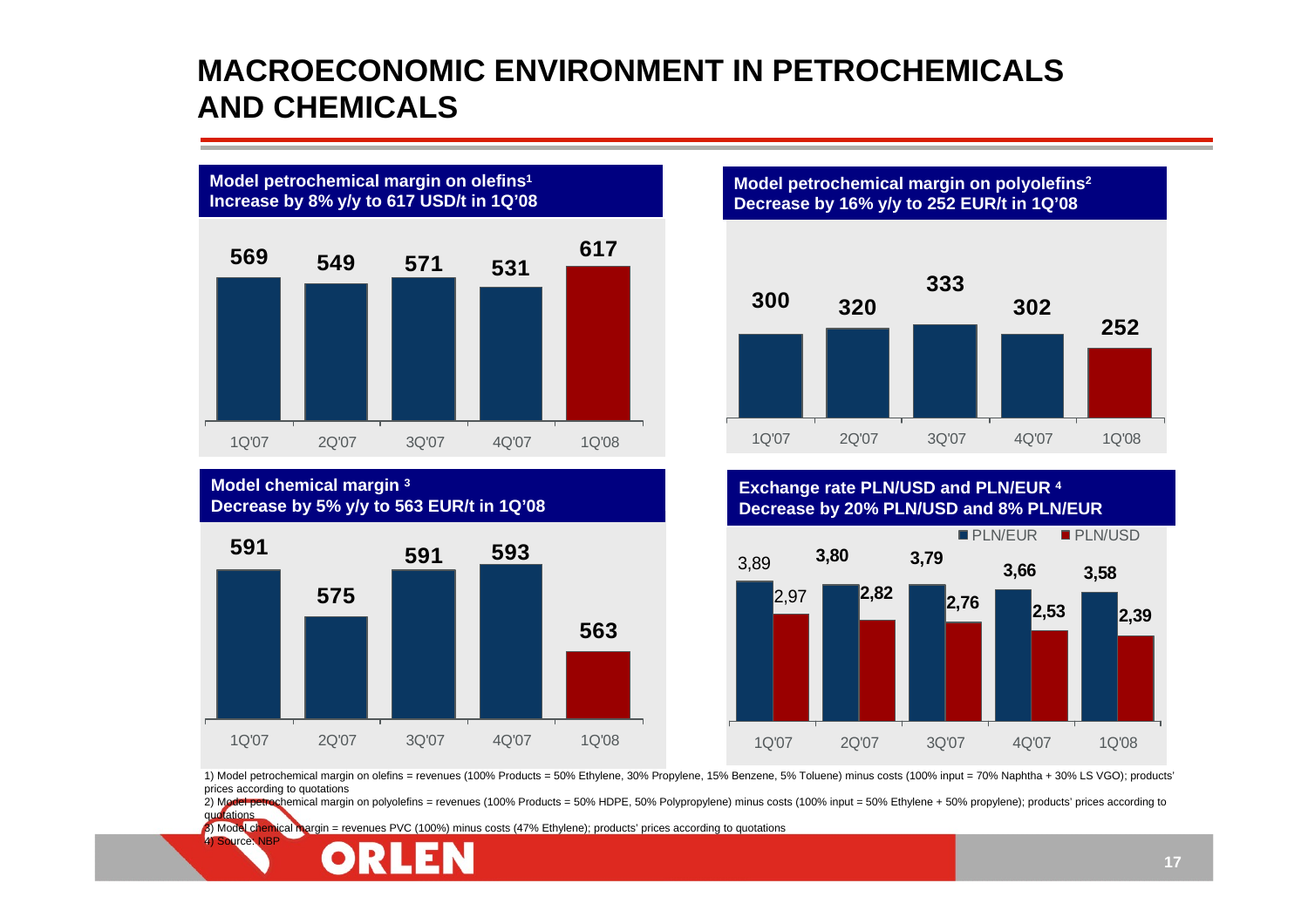# MACROECONOMIC ENVIRONMENT IN PETROCHEMICALS AND CHEMICALS

**Model petrochemical margin on olefins[1]**
**Increase by 8% y/y to 617 USD/t in 1Q'08**

| 1Q'07 | 2Q'07 | 3Q'07 | 4Q'07 | 1Q'08 |
|---|---|---|---|---|
| 569 | 549 | 571 | 531 | 617 |

**Model petrochemical margin on polyolefins[2]**
**Decrease by 16% y/y to 252 EUR/t in 1Q'08**

| 1Q'07 | 2Q'07 | 3Q'07 | 4Q'07 | 1Q'08 |
|---|---|---|---|---|
| 300 | 320 | 333 | 302 | 252 |

**Model chemical margin [3]**
**Decrease by 5% y/y to 563 EUR/t in 1Q'08**

| 1Q'07 | 2Q'07 | 3Q'07 | 4Q'07 | 1Q'08 |
|---|---|---|---|---|
| 591 | 575 | 591 | 593 | 563 |

**Exchange rate PLN/USD and PLN/EUR [4]**
**Decrease by 20% PLN/USD and 8% PLN/EUR**

| | 1Q'07 | 2Q'07 | 3Q'07 | 4Q'07 | 1Q'08 |
|---|---|---|---|---|---|
| PLN/EUR | 3,89 | 3,80 | 3,79 | 3,66 | 3,58 |
| PLN/USD | 2,97 | 2,82 | 2,76 | 2,53 | 2,39 |

1) Model petrochemical margin on olefins = revenues (100% Products = 50% Ethylene, 30% Propylene, 15% Benzene, 5% Toluene) minus costs (100% input = 70% Naphtha + 30% LS VGO); products' prices according to quotations

2) Model petrochemical margin on polyolefins = revenues (100% Products = 50% HDPE, 50% Polypropylene) minus costs (100% input = 50% Ethylene + 50% propylene); products' prices according to quotations

3) Model chemical margin = revenues PVC (100%) minus costs (47% Ethylene); products' prices according to quotations

4) Source: NBP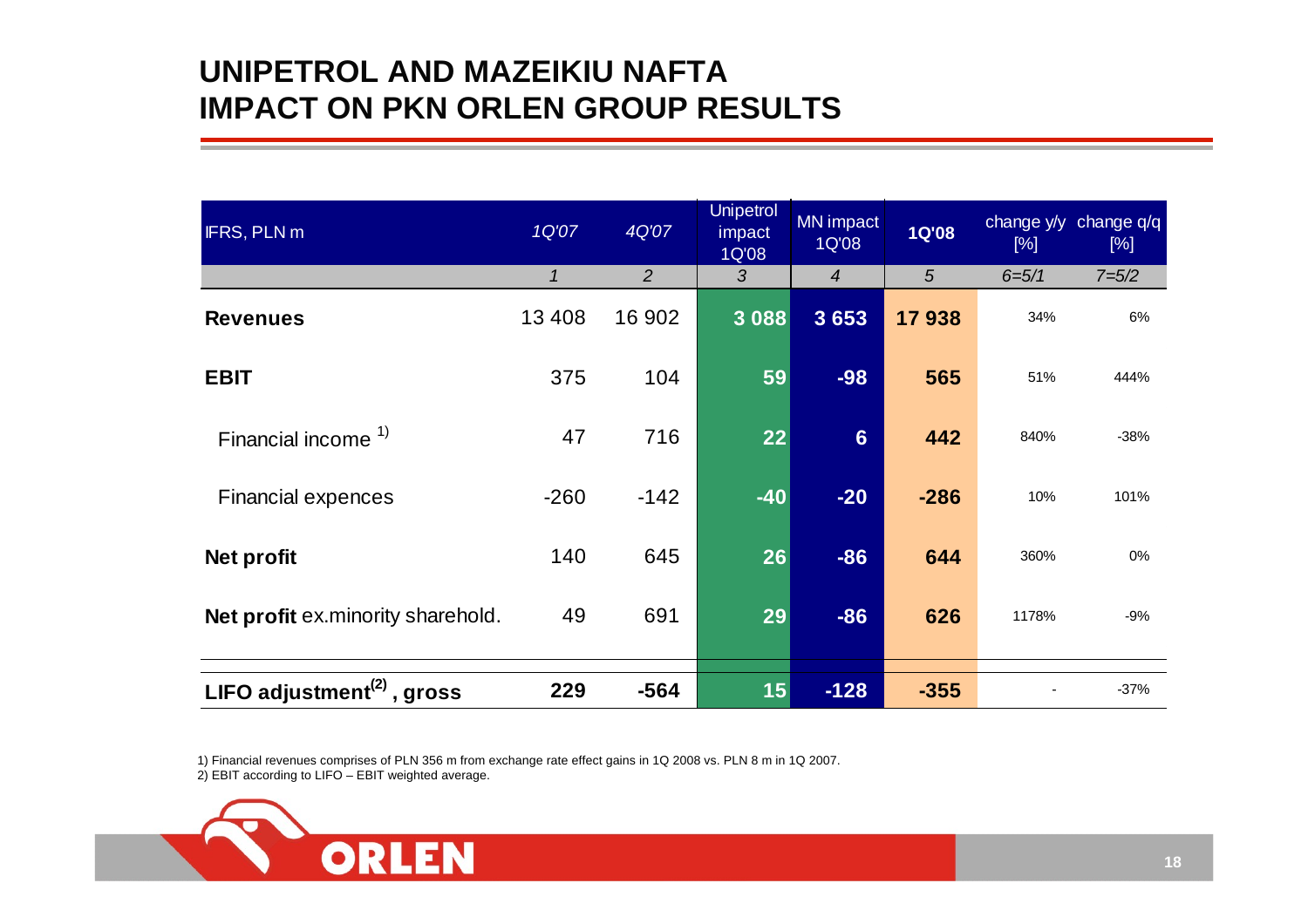# UNIPETROL AND MAZEIKIU NAFTA IMPACT ON PKN ORLEN GROUP RESULTS

| IFRS, PLN m | 1Q'07 | 4Q'07 | Unipetrol impact 1Q'08 | MN impact 1Q'08 | 1Q'08 | change y/y [%] | change q/q [%] |
|---|---|---|---|---|---|---|---|
| | *1* | *2* | *3* | *4* | *5* | *6=5/1* | *7=5/2* |
| **Revenues** | 13 408 | 16 902 | **3 088** | **3 653** | **17 938** | 34% | 6% |
| **EBIT** | 375 | 104 | **59** | **-98** | **565** | 51% | 444% |
| Financial income [1] | 47 | 716 | **22** | **6** | **442** | 840% | -38% |
| Financial expences | -260 | -142 | **-40** | **-20** | **-286** | 10% | 101% |
| **Net profit** | 140 | 645 | **26** | **-86** | **644** | 360% | 0% |
| **Net profit** ex.minority sharehold. | 49 | 691 | **29** | **-86** | **626** | 1178% | -9% |
| **LIFO adjustment[(2)] , gross** | **229** | **-564** | **15** | **-128** | **-355** | - | -37% |

1) Financial revenues comprises of PLN 356 m from exchange rate effect gains in 1Q 2008 vs. PLN 8 m in 1Q 2007.
2) EBIT according to LIFO – EBIT weighted average.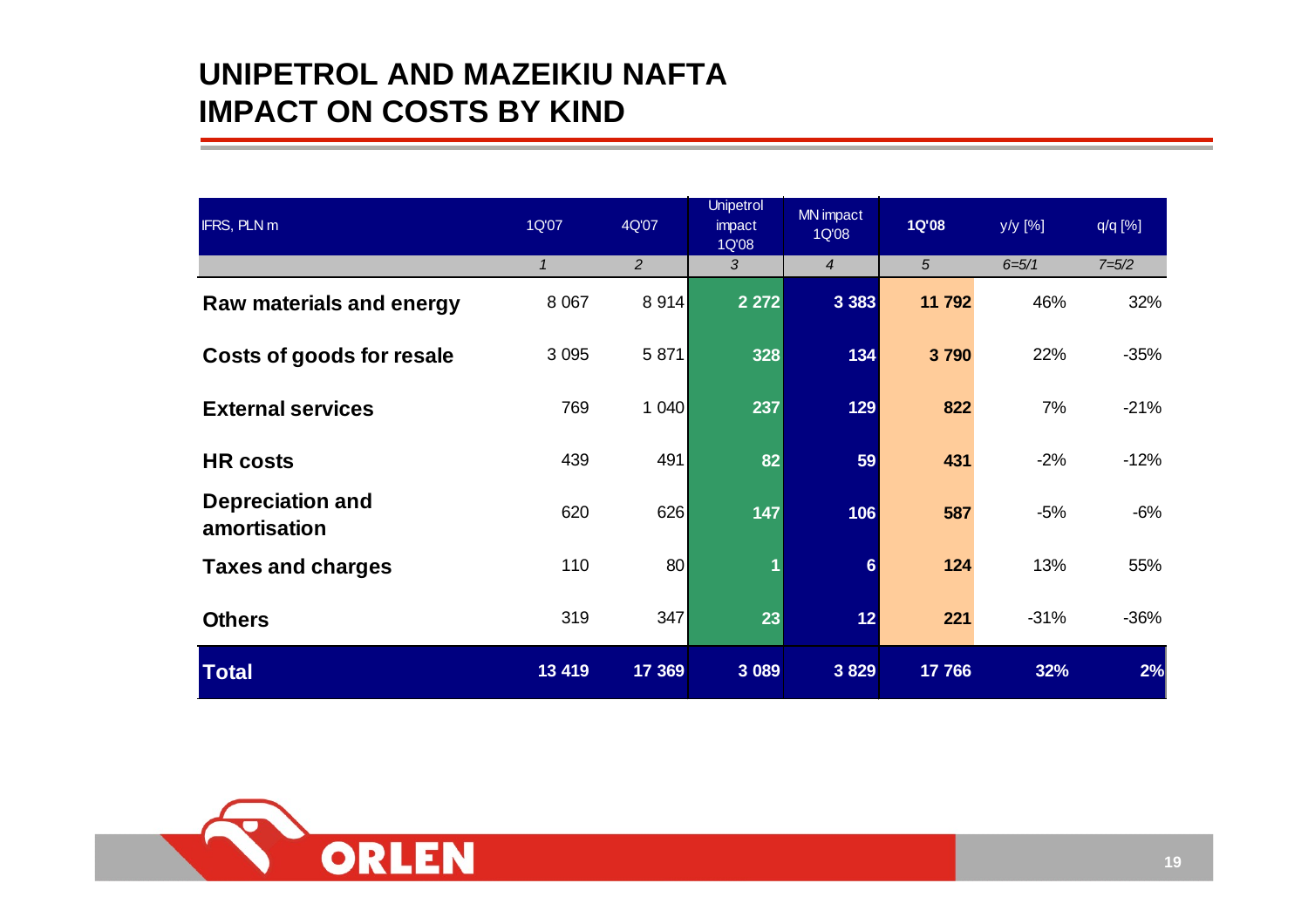# UNIPETROL AND MAZEIKIU NAFTA IMPACT ON COSTS BY KIND

| IFRS, PLN m | 1Q'07 | 4Q'07 | Unipetrol impact 1Q'08 | MN impact 1Q'08 | 1Q'08 | y/y [%] | q/q [%] |
|---|---|---|---|---|---|---|---|
| | *1* | *2* | *3* | *4* | *5* | *6=5/1* | *7=5/2* |
| **Raw materials and energy** | 8 067 | 8 914 | **2 272** | **3 383** | **11 792** | 46% | 32% |
| **Costs of goods for resale** | 3 095 | 5 871 | **328** | **134** | **3 790** | 22% | -35% |
| **External services** | 769 | 1 040 | **237** | **129** | **822** | 7% | -21% |
| **HR costs** | 439 | 491 | **82** | **59** | **431** | -2% | -12% |
| **Depreciation and amortisation** | 620 | 626 | **147** | **106** | **587** | -5% | -6% |
| **Taxes and charges** | 110 | 80 | **1** | **6** | **124** | 13% | 55% |
| **Others** | 319 | 347 | **23** | **12** | **221** | -31% | -36% |
| **Total** | **13 419** | **17 369** | **3 089** | **3 829** | **17 766** | **32%** | **2%** |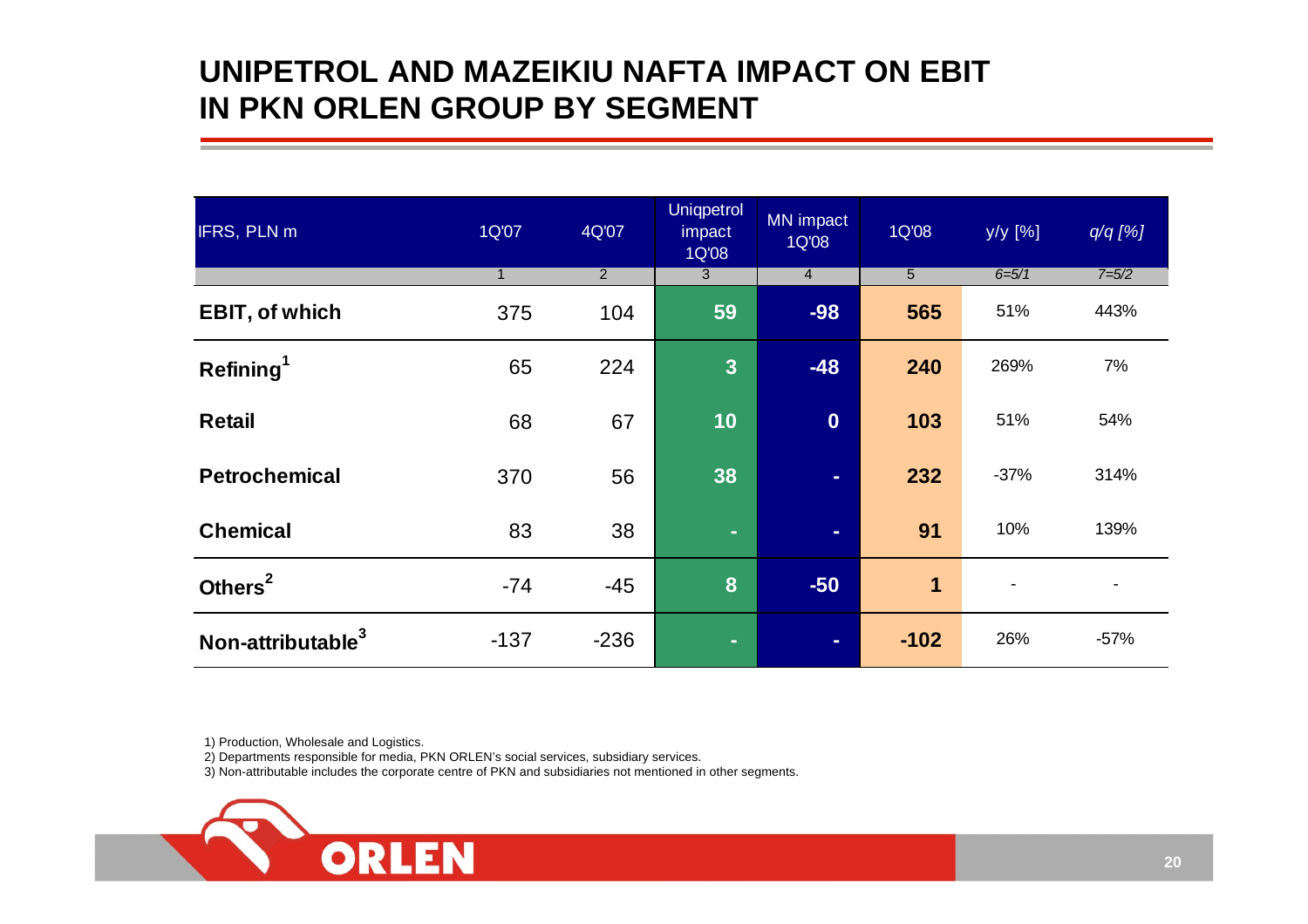# UNIPETROL AND MAZEIKIU NAFTA IMPACT ON EBIT IN PKN ORLEN GROUP BY SEGMENT

| IFRS, PLN m | 1Q'07 | 4Q'07 | Uniqpetrol impact 1Q'08 | MN impact 1Q'08 | 1Q'08 | y/y [%] | *q/q [%]* |
|---|---|---|---|---|---|---|---|
| | 1 | 2 | 3 | 4 | 5 | *6=5/1* | *7=5/2* |
| **EBIT, of which** | 375 | 104 | **59** | **-98** | **565** | 51% | 443% |
| **Refining**[1] | 65 | 224 | **3** | **-48** | **240** | 269% | 7% |
| **Retail** | 68 | 67 | **10** | **0** | **103** | 51% | 54% |
| **Petrochemical** | 370 | 56 | **38** | **-** | **232** | -37% | 314% |
| **Chemical** | 83 | 38 | **-** | **-** | **91** | 10% | 139% |
| **Others**[2] | -74 | -45 | **8** | **-50** | **1** | - | - |
| **Non-attributable**[3] | -137 | -236 | **-** | **-** | **-102** | 26% | -57% |

1) Production, Wholesale and Logistics.
2) Departments responsible for media, PKN ORLEN's social services, subsidiary services.
3) Non-attributable includes the corporate centre of PKN and subsidiaries not mentioned in other segments.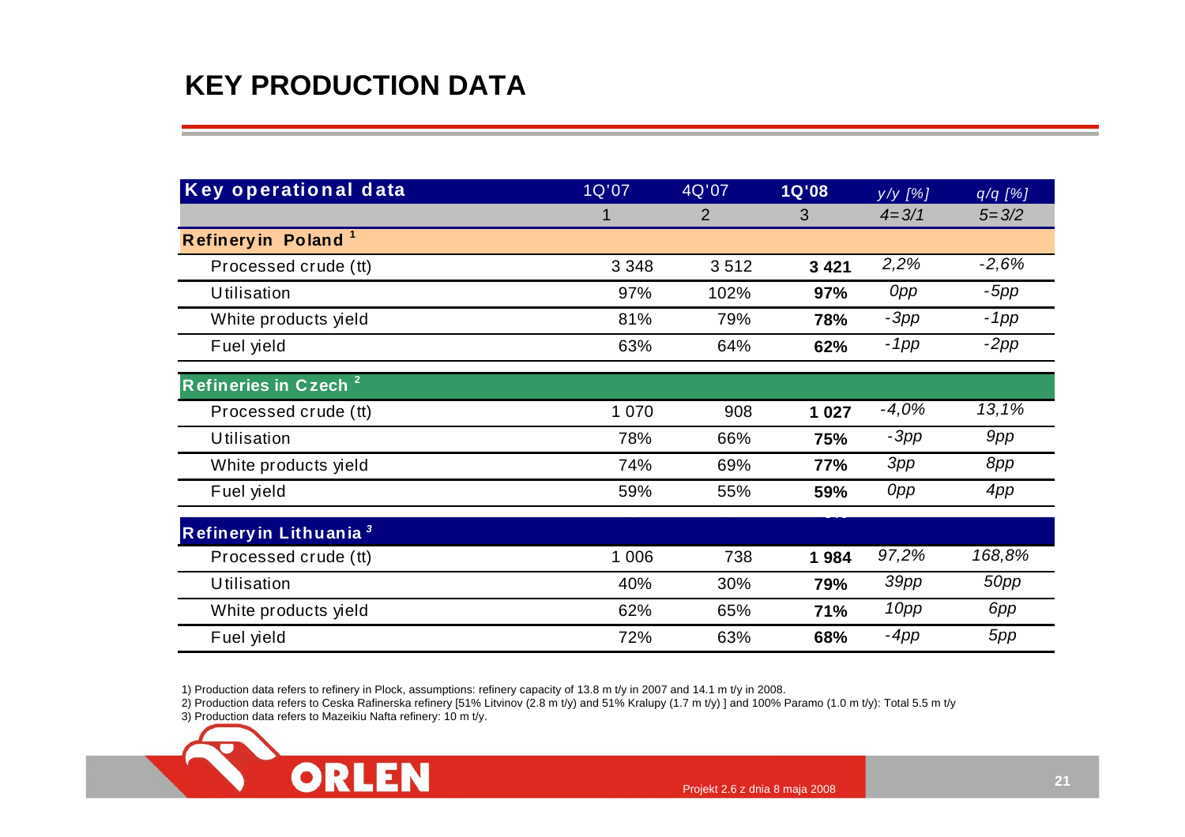# KEY PRODUCTION DATA

| Key operational data | 1Q'07 | 4Q'07 | 1Q'08 | y/y [%] | q/q [%] |
|---|---|---|---|---|---|
| | 1 | 2 | 3 | 4=3/1 | 5=3/2 |
| **Refinery in Poland [1]** | | | | | |
| Processed crude (tt) | 3 348 | 3 512 | **3 421** | *2,2%* | *-2,6%* |
| Utilisation | 97% | 102% | **97%** | *0pp* | *-5pp* |
| White products yield | 81% | 79% | **78%** | *-3pp* | *-1pp* |
| Fuel yield | 63% | 64% | **62%** | *-1pp* | *-2pp* |
| **Refineries in Czech [2]** | | | | | |
| Processed crude (tt) | 1 070 | 908 | **1 027** | *-4,0%* | *13,1%* |
| Utilisation | 78% | 66% | **75%** | *-3pp* | *9pp* |
| White products yield | 74% | 69% | **77%** | *3pp* | *8pp* |
| Fuel yield | 59% | 55% | **59%** | *0pp* | *4pp* |
| **Refinery in Lithuania [3]** | | | | | |
| Processed crude (tt) | 1 006 | 738 | **1 984** | *97,2%* | *168,8%* |
| Utilisation | 40% | 30% | **79%** | *39pp* | *50pp* |
| White products yield | 62% | 65% | **71%** | *10pp* | *6pp* |
| Fuel yield | 72% | 63% | **68%** | *-4pp* | *5pp* |

1) Production data refers to refinery in Plock, assumptions: refinery capacity of 13.8 m t/y in 2007 and 14.1 m t/y in 2008.

2) Production data refers to Ceska Rafinerska refinery [51% Litvinov (2.8 m t/y) and 51% Kralupy (1.7 m t/y) ] and 100% Paramo (1.0 m t/y): Total 5.5 m t/y

3) Production data refers to Mazeikiu Nafta refinery: 10 m t/y.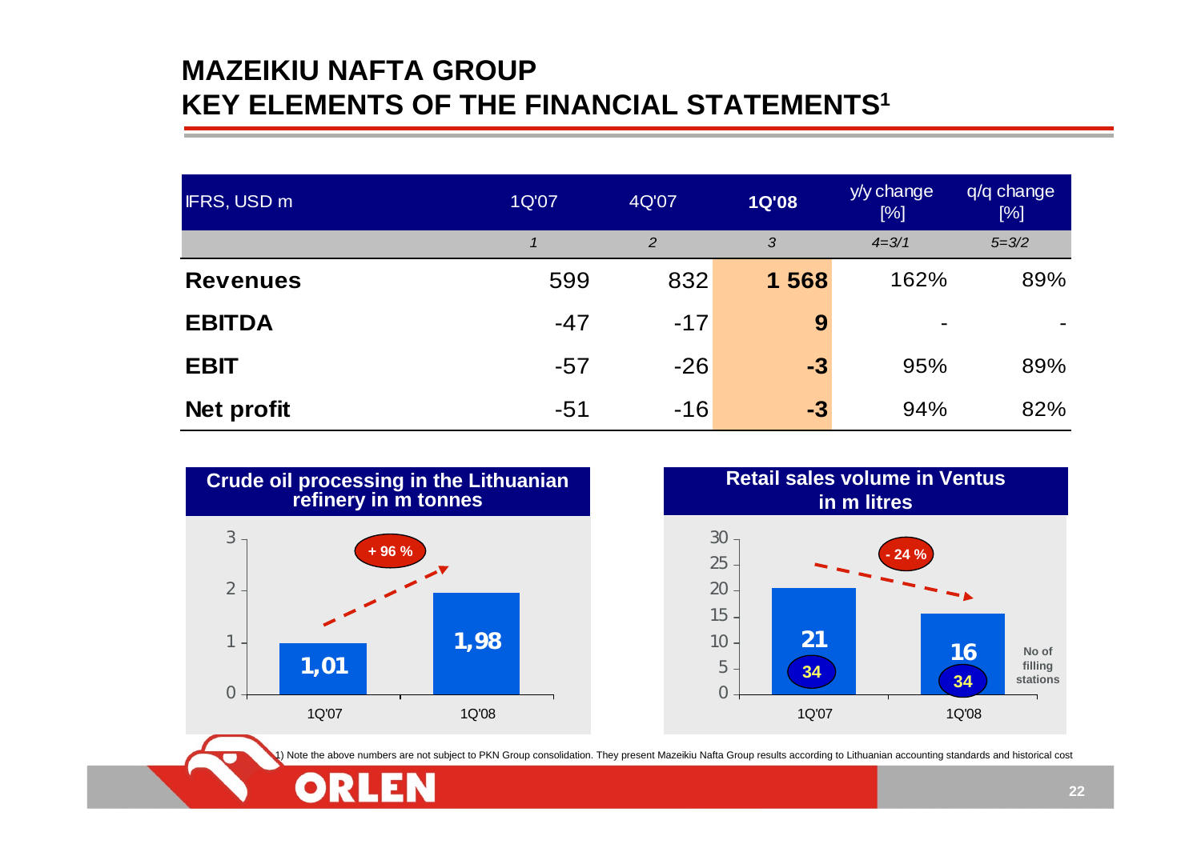# MAZEIKIU NAFTA GROUP
# KEY ELEMENTS OF THE FINANCIAL STATEMENTS[1]

| IFRS, USD m | 1Q'07 | 4Q'07 | **1Q'08** | y/y change [%] | q/q change [%] |
|---|---|---|---|---|---|
| | *1* | *2* | *3* | *4=3/1* | *5=3/2* |
| **Revenues** | 599 | 832 | **1 568** | 162% | 89% |
| **EBITDA** | -47 | -17 | **9** | - | - |
| **EBIT** | -57 | -26 | **-3** | 95% | 89% |
| **Net profit** | -51 | -16 | **-3** | 94% | 82% |

**Crude oil processing in the Lithuanian refinery in m tonnes**

| | 1Q'07 | 1Q'08 |
|---|---|---|
| Crude oil processing | 1,01 | 1,98 |

+ 96 %

**Retail sales volume in Ventus in m litres**

| | 1Q'07 | 1Q'08 |
|---|---|---|
| Retail sales volume | 21 | 16 |
| No of filling stations | 34 | 34 |

- 24 %

1) Note the above numbers are not subject to PKN Group consolidation. They present Mazeikiu Nafta Group results according to Lithuanian accounting standards and historical cost

ORLEN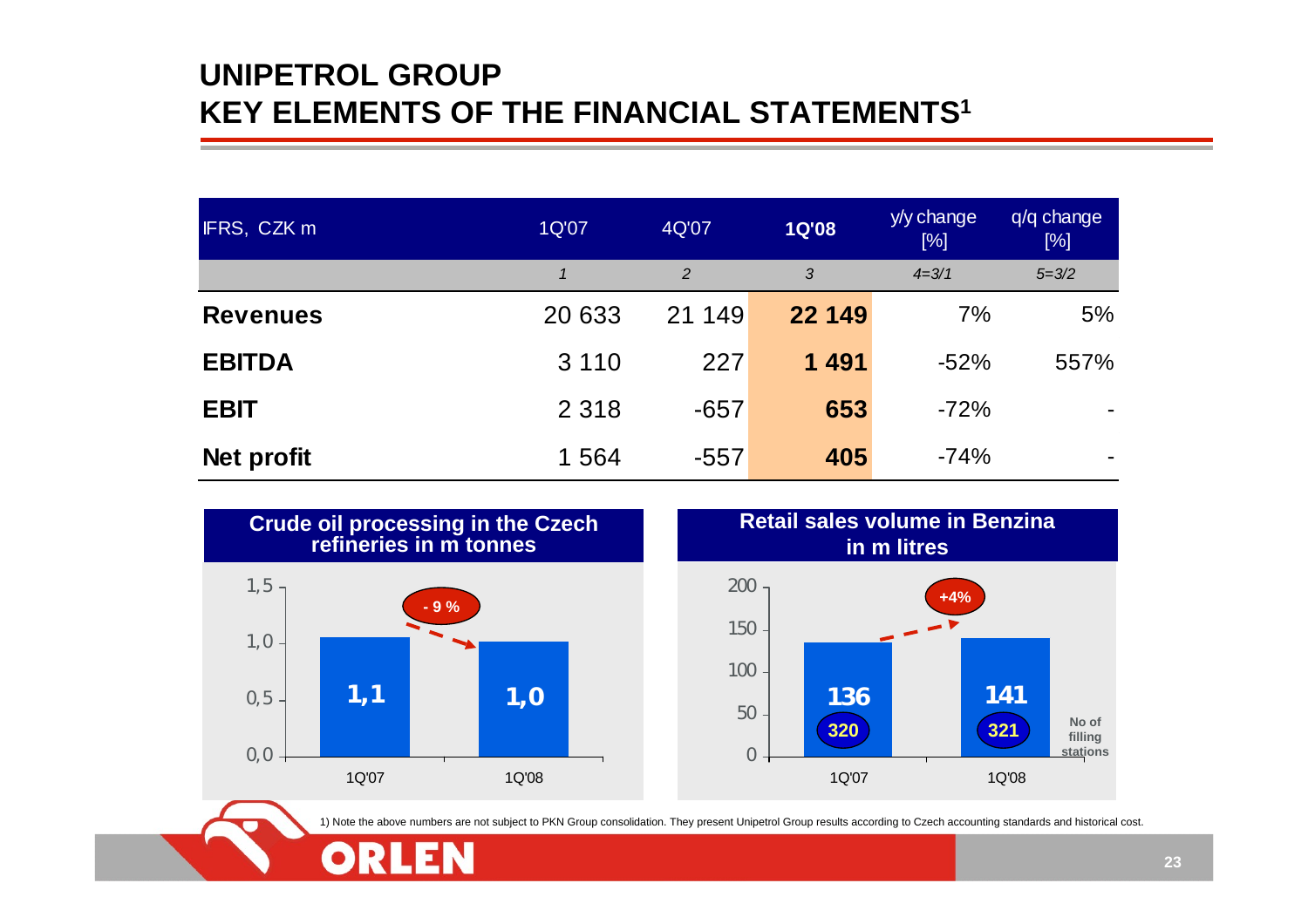# UNIPETROL GROUP
# KEY ELEMENTS OF THE FINANCIAL STATEMENTS[1]

| IFRS, CZK m | 1Q'07 | 4Q'07 | **1Q'08** | y/y change [%] | q/q change [%] |
|---|---|---|---|---|---|
| | *1* | *2* | *3* | *4=3/1* | *5=3/2* |
| **Revenues** | 20 633 | 21 149 | **22 149** | 7% | 5% |
| **EBITDA** | 3 110 | 227 | **1 491** | -52% | 557% |
| **EBIT** | 2 318 | -657 | **653** | -72% | - |
| **Net profit** | 1 564 | -557 | **405** | -74% | - |

**Crude oil processing in the Czech refineries in m tonnes**

1,5
1,0
0,5
0,0

- 9 %

1,1
1,0

1Q'07
1Q'08

**Retail sales volume in Benzina in m litres**

200
150
100
50
0

+4%

136
141

320
321

No of filling stations

1Q'07
1Q'08

1) Note the above numbers are not subject to PKN Group consolidation. They present Unipetrol Group results according to Czech accounting standards and historical cost.